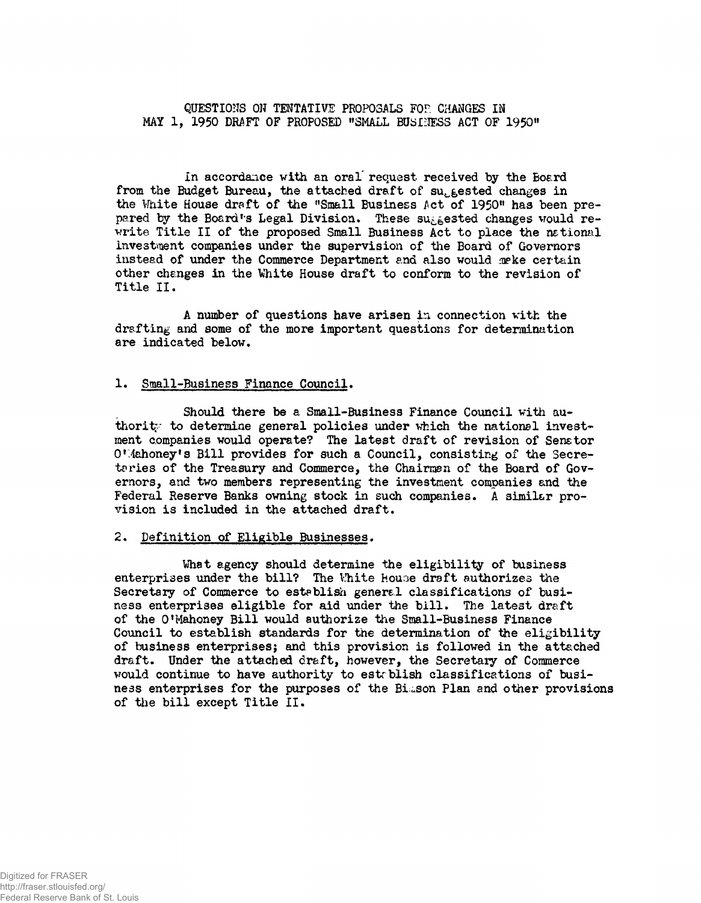QUESTIONS ON TENTATIVE PROPOSALS FOR CHANGES IN MAY 1, 1950 DRAFT OF PROPOSED "SMALL BUSINESS ACT OF 1950"

In accordance with an oral request received by the Board from the Budget Bureau, the attached draft of suggested changes in the White House draft of the "Small Business Act of 1950" has been prepared by the Board's Legal Division. These suggested changes would rewrite Title II of the proposed Small Business Act to place the national investment companies under the supervision of the Board of Governors instead of under the Commerce Department and also would make certain other changes in the White House draft to conform to the revision of Title II.

A number of questions have arisen in connection with the drafting and some of the more important questions for determination are indicated below.

1. Small-Business Finance Council.

Should there be a Small-Business Finance Council with authority to determine general policies under which the national investment companies would operate? The latest draft of revision of Senator O'Mahoney's Bill provides for such a Council, consisting of the Secretaries of the Treasury and Commerce, the Chairman of the Board of Governors, and two members representing the investment companies and the Federal Reserve Banks owning stock in such companies. A similar provision is included in the attached draft.

2. Definition of Eligible Businesses.

What agency should determine the eligibility of business enterprises under the bill? The White House draft authorizes the Secretary of Commerce to establish general classifications of business enterprises eligible for aid under the bill. The latest draft of the O'Mahoney Bill would authorize the Small-Business Finance Council to establish standards for the determination of the eligibility of business enterprises; and this provision is followed in the attached draft. Under the attached draft, however, the Secretary of Commerce would continue to have authority to establish classifications of business enterprises for the purposes of the Bisson Plan and other provisions of the bill except Title II.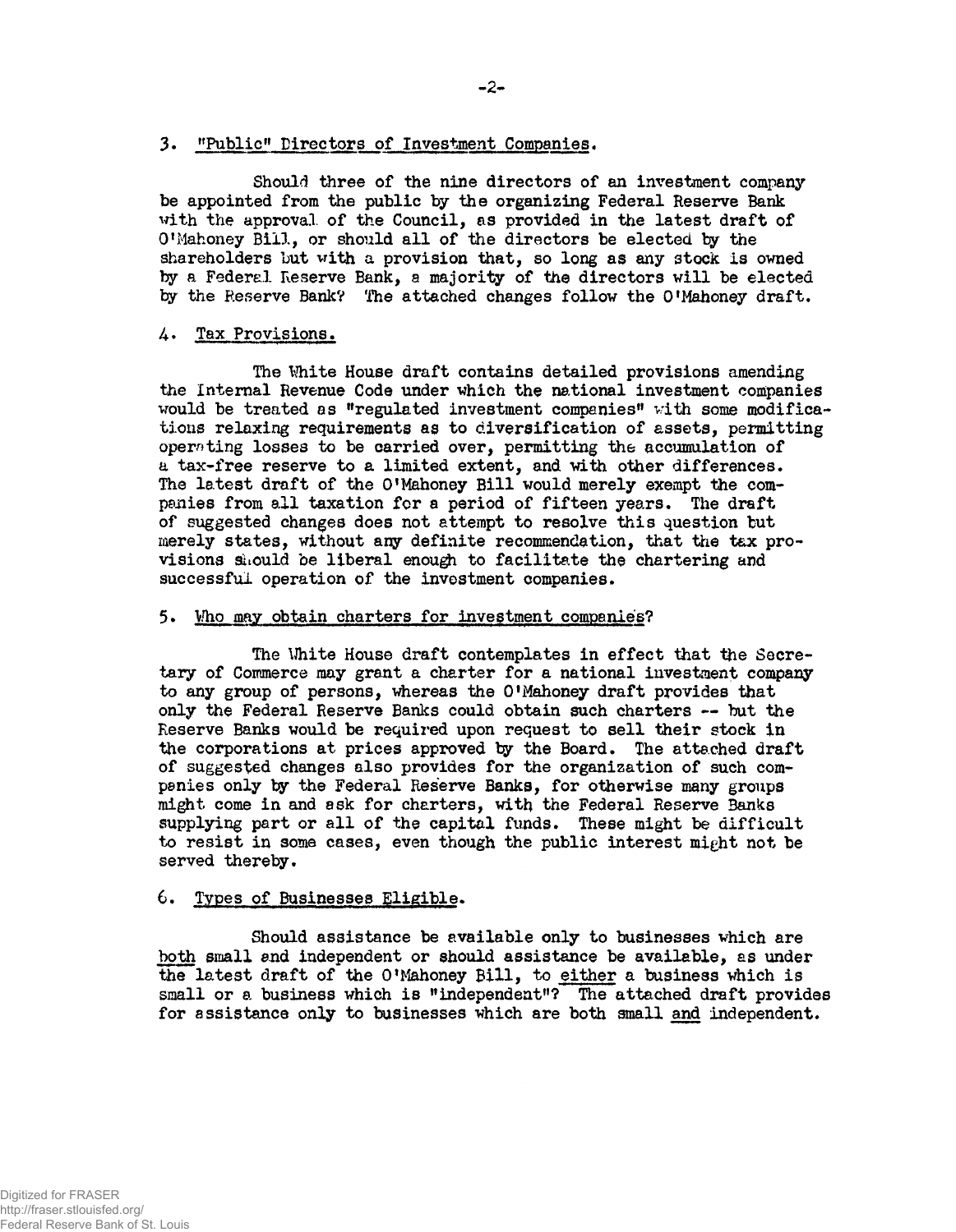### 3. "Public" Directors of Investment Companies.

Should three of the nine directors of an investment company be appointed from the public by the organizing Federal Reserve Bank with the approval of the Council, as provided in the latest draft of O'Mahoney Bill, or should all of the directors be elected by the shareholders but with a provision that, so long as any stock is owned by a Federal Reserve Bank, a majority of the directors will be elected by the Reserve Bank? The attached changes follow the O'Mahoney draft.

### 4. Tax Provisions.

The White House draft contains detailed provisions amending the Internal Revenue Code under which the national investment companies would be treated as "regulated investment companies" with some modifications relaxing requirements as to diversification of assets, permitting operating losses to be carried over, permitting the accumulation of a tax-free reserve to a limited extent, and with other differences. The latest draft of the O'Mahoney Bill would merely exempt the companies from all taxation for a period of fifteen years. The draft of suggested changes does not attempt to resolve this question but merely states, without any definite recommendation, that the tax provisions should be liberal enough to facilitate the chartering and successful operation of the investment companies.

### 5. Who may obtain charters for investment companies?

The White House draft contemplates in effect that the Secretary of Commerce may grant a charter for a national investment company to any group of persons, whereas the O'Mahoney draft provides that only the Federal Reserve Banks could obtain such charters -- but the Reserve Banks would be required upon request to sell their stock in the corporations at prices approved by the Board. The attached draft of suggested changes also provides for the organization of such companies only by the Federal Reserve Banks, for otherwise many groups might come in and ask for charters, with the Federal Reserve Banks supplying part or all of the capital funds. These might be difficult to resist in some cases, even though the public interest might not be served thereby.

### 6. Types of Businesses Eligible.

Should assistance be available only to businesses which are <u>both</u> small and independent or should assistance be available, as under the latest draft of the O'Mahoney Bill, to <u>either</u> a business which is small or a business which is "independent"? The attached draft provides for assistance only to businesses which are both small <u>and</u> independent.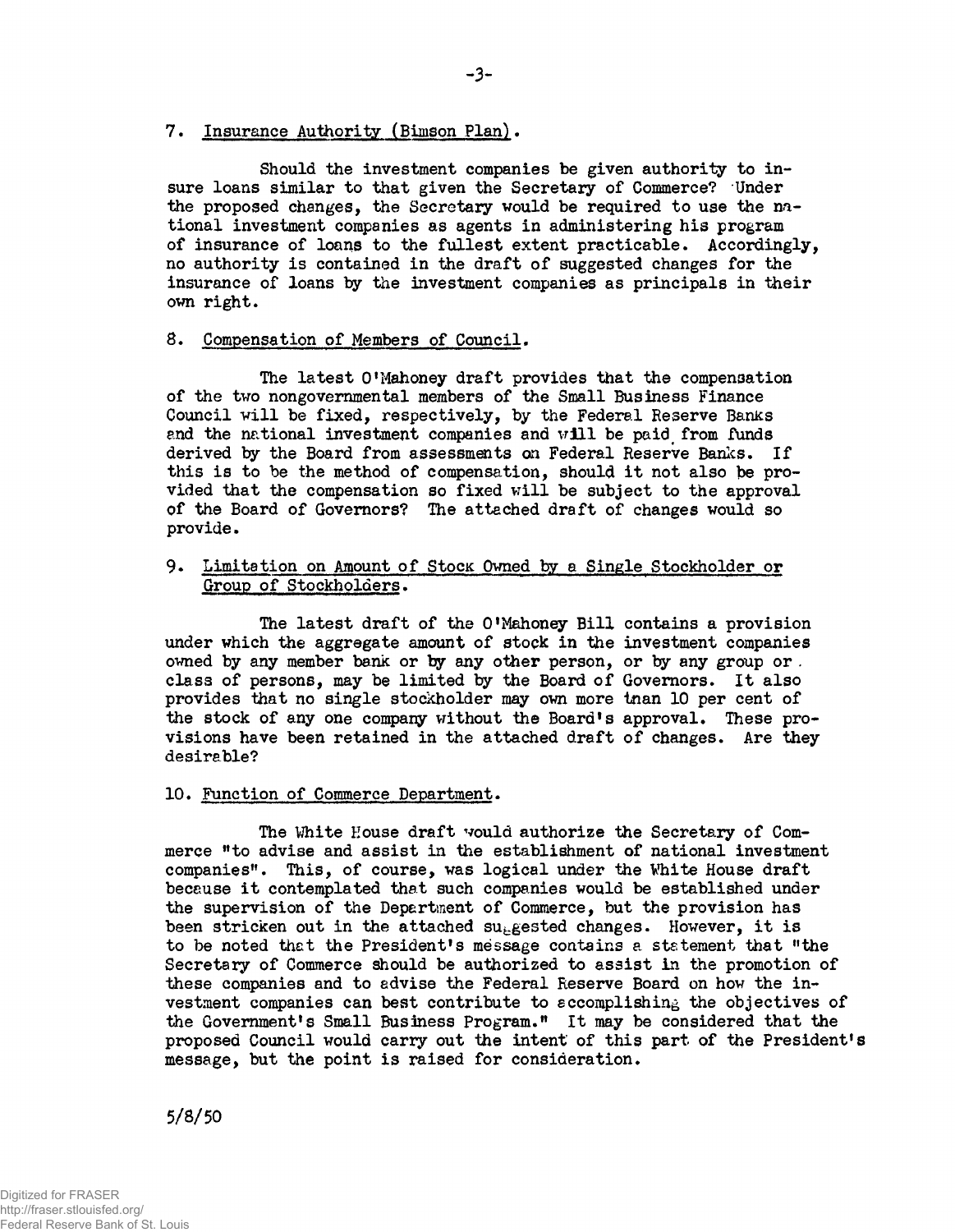7. Insurance Authority (Bimson Plan).

Should the investment companies be given authority to insure loans similar to that given the Secretary of Commerce? Under the proposed changes, the Secretary would be required to use the national investment companies as agents in administering his program of insurance of loans to the fullest extent practicable. Accordingly, no authority is contained in the draft of suggested changes for the insurance of loans by the investment companies as principals in their own right.

8. Compensation of Members of Council.

The latest O'Mahoney draft provides that the compensation of the two nongovernmental members of the Small Business Finance Council will be fixed, respectively, by the Federal Reserve Banks and the national investment companies and will be paid from funds derived by the Board from assessments on Federal Reserve Banks. If this is to be the method of compensation, should it not also be provided that the compensation so fixed will be subject to the approval of the Board of Governors? The attached draft of changes would so provide.

9. Limitation on Amount of Stock Owned by a Single Stockholder or Group of Stockholders.

The latest draft of the O'Mahoney Bill contains a provision under which the aggregate amount of stock in the investment companies owned by any member bank or by any other person, or by any group or class of persons, may be limited by the Board of Governors. It also provides that no single stockholder may own more than 10 per cent of the stock of any one company without the Board's approval. These provisions have been retained in the attached draft of changes. Are they desirable?

10. Function of Commerce Department.

The White House draft would authorize the Secretary of Commerce "to advise and assist in the establishment of national investment companies". This, of course, was logical under the White House draft because it contemplated that such companies would be established under the supervision of the Department of Commerce, but the provision has been stricken out in the attached suggested changes. However, it is to be noted that the President's message contains a statement that "the Secretary of Commerce should be authorized to assist in the promotion of these companies and to advise the Federal Reserve Board on how the investment companies can best contribute to accomplishing the objectives of the Government's Small Business Program." It may be considered that the proposed Council would carry out the intent of this part of the President's message, but the point is raised for consideration.

5/8/50